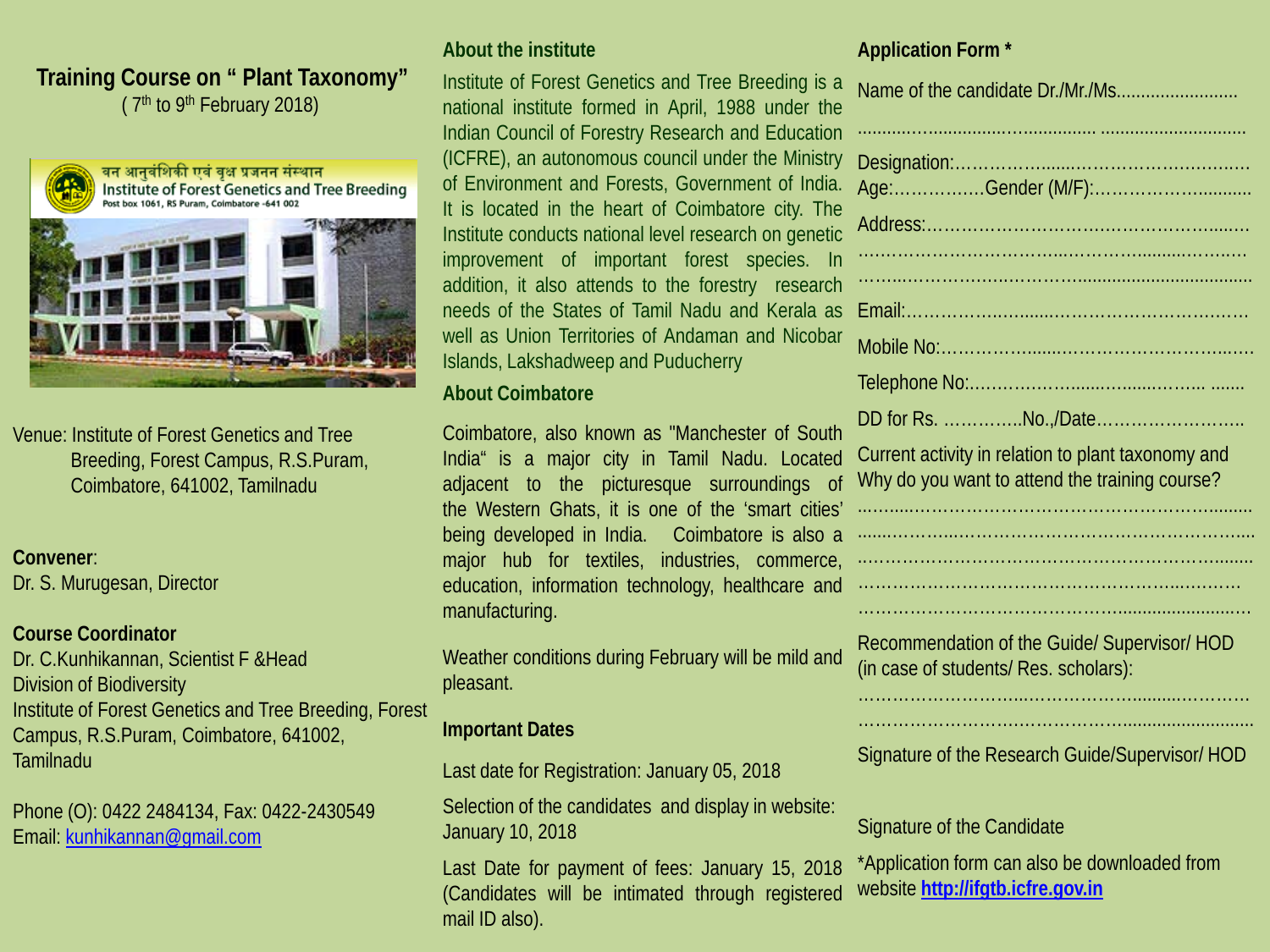# Training Course on " Plant Taxonomy"

( 7th to 9th February 2018)

वन आनुवंशिकी एवं वृक्ष प्रजनन संस्थान
Institute of Forest Genetics and Tree Breeding
Post box 1061, RS Puram, Coimbatore -641 002

Venue: Institute of Forest Genetics and Tree Breeding, Forest Campus, R.S.Puram, Coimbatore, 641002, Tamilnadu

**Convener**:
Dr. S. Murugesan, Director

**Course Coordinator**
Dr. C.Kunhikannan, Scientist F &Head
Division of Biodiversity
Institute of Forest Genetics and Tree Breeding, Forest Campus, R.S.Puram, Coimbatore, 641002, Tamilnadu

Phone (O): 0422 2484134, Fax: 0422-2430549
Email: kunhikannan@gmail.com

## About the institute

Institute of Forest Genetics and Tree Breeding is a national institute formed in April, 1988 under the Indian Council of Forestry Research and Education (ICFRE), an autonomous council under the Ministry of Environment and Forests, Government of India. It is located in the heart of Coimbatore city. The Institute conducts national level research on genetic improvement of important forest species. In addition, it also attends to the forestry research needs of the States of Tamil Nadu and Kerala as well as Union Territories of Andaman and Nicobar Islands, Lakshadweep and Puducherry

## About Coimbatore

Coimbatore, also known as "Manchester of South India" is a major city in Tamil Nadu. Located adjacent to the picturesque surroundings of the Western Ghats, it is one of the 'smart cities' being developed in India. Coimbatore is also a major hub for textiles, industries, commerce, education, information technology, healthcare and manufacturing.

Weather conditions during February will be mild and pleasant.

## Important Dates

Last date for Registration: January 05, 2018

Selection of the candidates and display in website: January 10, 2018

Last Date for payment of fees: January 15, 2018 (Candidates will be intimated through registered mail ID also).

## Application Form *

Name of the candidate Dr./Mr./Ms........................

..........................................................................................

Designation:.......................................................

Age:................Gender (M/F):...............................

Address:............................................................

.........................................................................

.........................................................................

Email:................................................................

Mobile No:.........................................................

Telephone No:....................................................

DD for Rs. ..............No.,/Date.............................

Current activity in relation to plant taxonomy and Why do you want to attend the training course?

.........................................................................

.........................................................................

.........................................................................

.........................................................................

.........................................................................

Recommendation of the Guide/ Supervisor/ HOD (in case of students/ Res. scholars):

.........................................................................

.........................................................................

Signature of the Research Guide/Supervisor/ HOD

Signature of the Candidate

*Application form can also be downloaded from website **http://ifgtb.icfre.gov.in**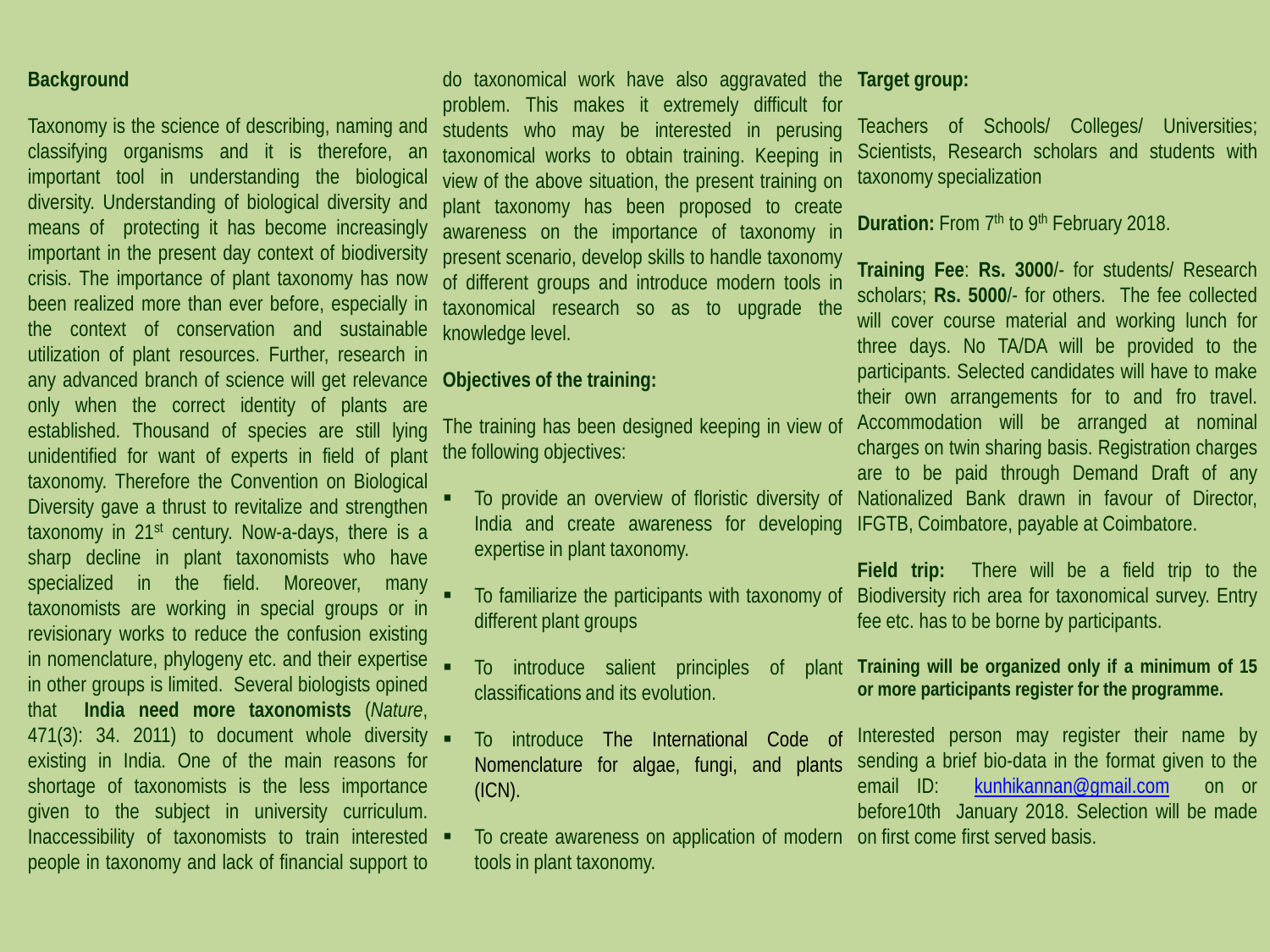## Background

Taxonomy is the science of describing, naming and classifying organisms and it is therefore, an important tool in understanding the biological diversity. Understanding of biological diversity and means of protecting it has become increasingly important in the present day context of biodiversity crisis. The importance of plant taxonomy has now been realized more than ever before, especially in the context of conservation and sustainable utilization of plant resources. Further, research in any advanced branch of science will get relevance only when the correct identity of plants are established. Thousand of species are still lying unidentified for want of experts in field of plant taxonomy. Therefore the Convention on Biological Diversity gave a thrust to revitalize and strengthen taxonomy in 21st century. Now-a-days, there is a sharp decline in plant taxonomists who have specialized in the field. Moreover, many taxonomists are working in special groups or in revisionary works to reduce the confusion existing in nomenclature, phylogeny etc. and their expertise in other groups is limited. Several biologists opined that **India need more taxonomists** (*Nature*, 471(3): 34. 2011) to document whole diversity existing in India. One of the main reasons for shortage of taxonomists is the less importance given to the subject in university curriculum. Inaccessibility of taxonomists to train interested people in taxonomy and lack of financial support to do taxonomical work have also aggravated the problem. This makes it extremely difficult for students who may be interested in perusing taxonomical works to obtain training. Keeping in view of the above situation, the present training on plant taxonomy has been proposed to create awareness on the importance of taxonomy in present scenario, develop skills to handle taxonomy of different groups and introduce modern tools in taxonomical research so as to upgrade the knowledge level.

## Objectives of the training:

The training has been designed keeping in view of the following objectives:

- To provide an overview of floristic diversity of India and create awareness for developing expertise in plant taxonomy.
- To familiarize the participants with taxonomy of different plant groups
- To introduce salient principles of plant classifications and its evolution.
- To introduce The International Code of Nomenclature for algae, fungi, and plants (ICN).
- To create awareness on application of modern tools in plant taxonomy.

## Target group:

Teachers of Schools/ Colleges/ Universities; Scientists, Research scholars and students with taxonomy specialization

**Duration:** From 7th to 9th February 2018.

**Training Fee**: **Rs. 3000**/- for students/ Research scholars; **Rs. 5000**/- for others. The fee collected will cover course material and working lunch for three days. No TA/DA will be provided to the participants. Selected candidates will have to make their own arrangements for to and fro travel. Accommodation will be arranged at nominal charges on twin sharing basis. Registration charges are to be paid through Demand Draft of any Nationalized Bank drawn in favour of Director, IFGTB, Coimbatore, payable at Coimbatore.

**Field trip:** There will be a field trip to the Biodiversity rich area for taxonomical survey. Entry fee etc. has to be borne by participants.

**Training will be organized only if a minimum of 15 or more participants register for the programme.**

Interested person may register their name by sending a brief bio-data in the format given to the email ID: kunhikannan@gmail.com on or before10th January 2018. Selection will be made on first come first served basis.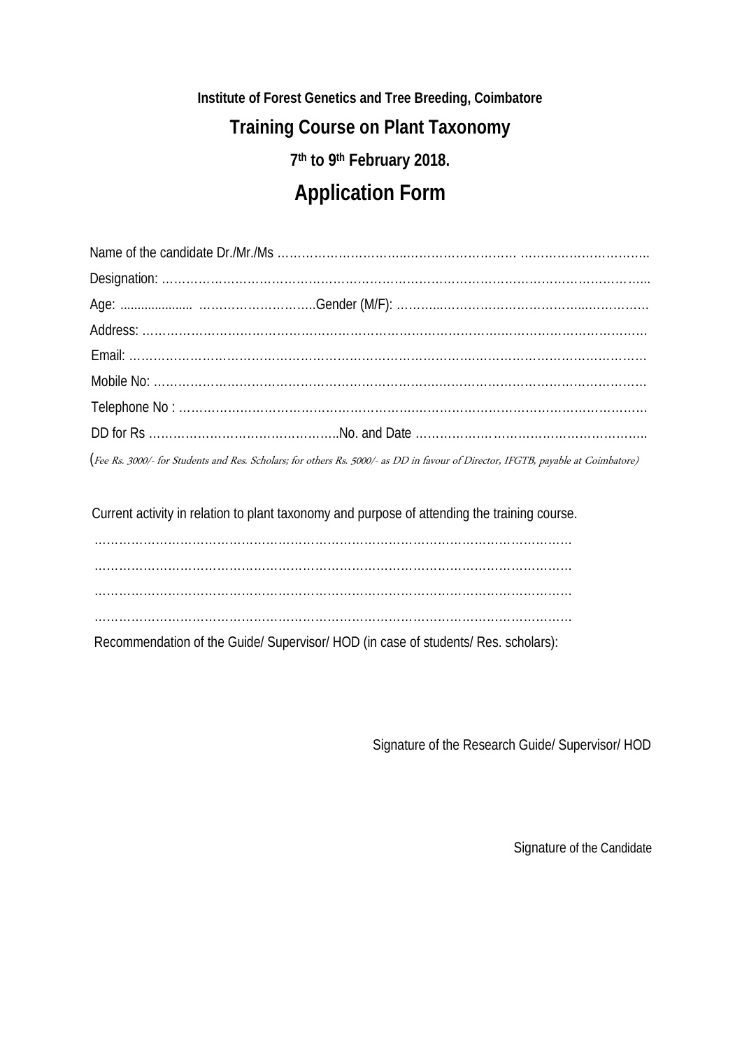**Institute of Forest Genetics and Tree Breeding, Coimbatore**

## Training Course on Plant Taxonomy

**7th to 9th February 2018.**

# Application Form

Name of the candidate Dr./Mr./Ms ……………………………………………………… …………………………..

Designation: ………………………………………………………………………………………………………..

Age: .................... ………………………..Gender (M/F): ……………………………………………………….

Address: ……………………………………………………………………………………………………………

Email: ………………………………………………………………………………………………………………

Mobile No: …………………………………………………………………………………………………………

Telephone No : ……………………………………………………………………………………………………

DD for Rs ………………………………………..No. and Date ……………………………………………………

(*Fee Rs. 3000/- for Students and Res. Scholars; for others Rs. 5000/- as DD in favour of Director, IFGTB, payable at Coimbatore)*

Current activity in relation to plant taxonomy and purpose of attending the training course.

……………………………………………………………………………………………………

……………………………………………………………………………………………………

……………………………………………………………………………………………………

……………………………………………………………………………………………………

Recommendation of the Guide/ Supervisor/ HOD (in case of students/ Res. scholars):

Signature of the Research Guide/ Supervisor/ HOD

Signature of the Candidate